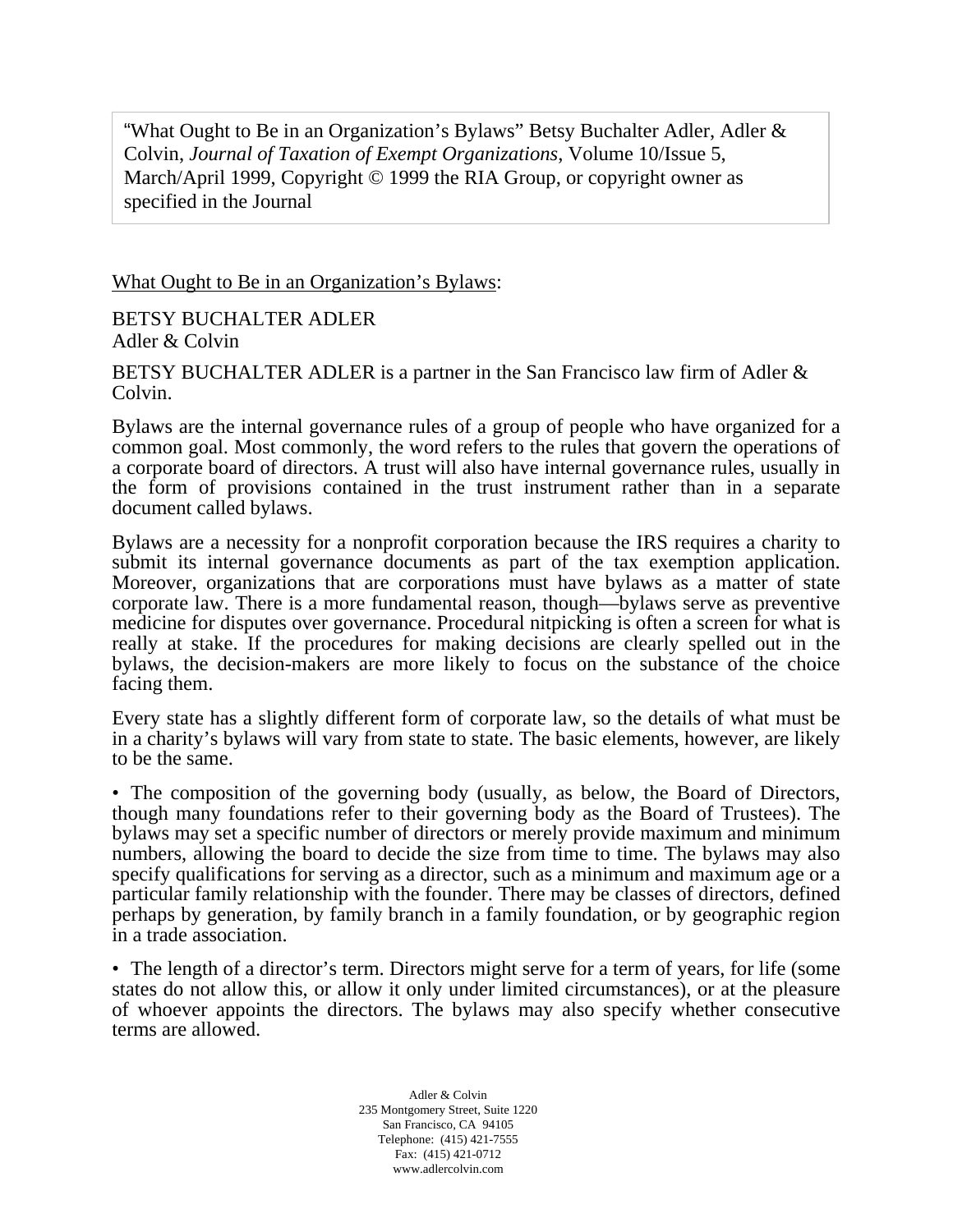"What Ought to Be in an Organization's Bylaws" Betsy Buchalter Adler, Adler & Colvin, *Journal of Taxation of Exempt Organizations*, Volume 10/Issue 5, March/April 1999, Copyright © 1999 the RIA Group, or copyright owner as specified in the Journal

# What Ought to Be in an Organization's Bylaws:

BETSY BUCHALTER ADLER
Adler & Colvin

BETSY BUCHALTER ADLER is a partner in the San Francisco law firm of Adler & Colvin.

Bylaws are the internal governance rules of a group of people who have organized for a common goal. Most commonly, the word refers to the rules that govern the operations of a corporate board of directors. A trust will also have internal governance rules, usually in the form of provisions contained in the trust instrument rather than in a separate document called bylaws.

Bylaws are a necessity for a nonprofit corporation because the IRS requires a charity to submit its internal governance documents as part of the tax exemption application. Moreover, organizations that are corporations must have bylaws as a matter of state corporate law. There is a more fundamental reason, though—bylaws serve as preventive medicine for disputes over governance. Procedural nitpicking is often a screen for what is really at stake. If the procedures for making decisions are clearly spelled out in the bylaws, the decision-makers are more likely to focus on the substance of the choice facing them.

Every state has a slightly different form of corporate law, so the details of what must be in a charity's bylaws will vary from state to state. The basic elements, however, are likely to be the same.

- The composition of the governing body (usually, as below, the Board of Directors, though many foundations refer to their governing body as the Board of Trustees). The bylaws may set a specific number of directors or merely provide maximum and minimum numbers, allowing the board to decide the size from time to time. The bylaws may also specify qualifications for serving as a director, such as a minimum and maximum age or a particular family relationship with the founder. There may be classes of directors, defined perhaps by generation, by family branch in a family foundation, or by geographic region in a trade association.

- The length of a director's term. Directors might serve for a term of years, for life (some states do not allow this, or allow it only under limited circumstances), or at the pleasure of whoever appoints the directors. The bylaws may also specify whether consecutive terms are allowed.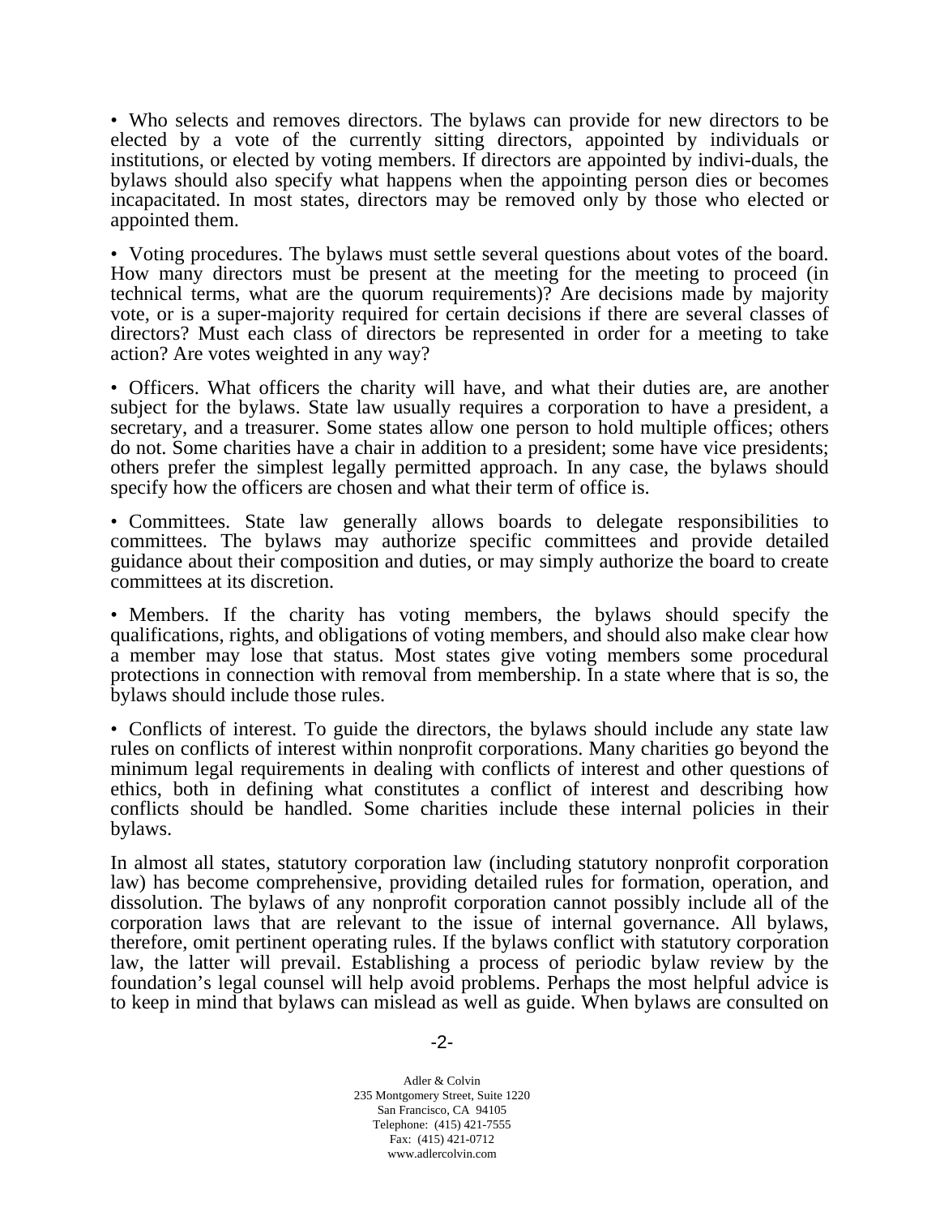• Who selects and removes directors. The bylaws can provide for new directors to be elected by a vote of the currently sitting directors, appointed by individuals or institutions, or elected by voting members. If directors are appointed by indivi-duals, the bylaws should also specify what happens when the appointing person dies or becomes incapacitated. In most states, directors may be removed only by those who elected or appointed them.

• Voting procedures. The bylaws must settle several questions about votes of the board. How many directors must be present at the meeting for the meeting to proceed (in technical terms, what are the quorum requirements)? Are decisions made by majority vote, or is a super-majority required for certain decisions if there are several classes of directors? Must each class of directors be represented in order for a meeting to take action? Are votes weighted in any way?

• Officers. What officers the charity will have, and what their duties are, are another subject for the bylaws. State law usually requires a corporation to have a president, a secretary, and a treasurer. Some states allow one person to hold multiple offices; others do not. Some charities have a chair in addition to a president; some have vice presidents; others prefer the simplest legally permitted approach. In any case, the bylaws should specify how the officers are chosen and what their term of office is.

• Committees. State law generally allows boards to delegate responsibilities to committees. The bylaws may authorize specific committees and provide detailed guidance about their composition and duties, or may simply authorize the board to create committees at its discretion.

• Members. If the charity has voting members, the bylaws should specify the qualifications, rights, and obligations of voting members, and should also make clear how a member may lose that status. Most states give voting members some procedural protections in connection with removal from membership. In a state where that is so, the bylaws should include those rules.

• Conflicts of interest. To guide the directors, the bylaws should include any state law rules on conflicts of interest within nonprofit corporations. Many charities go beyond the minimum legal requirements in dealing with conflicts of interest and other questions of ethics, both in defining what constitutes a conflict of interest and describing how conflicts should be handled. Some charities include these internal policies in their bylaws.

In almost all states, statutory corporation law (including statutory nonprofit corporation law) has become comprehensive, providing detailed rules for formation, operation, and dissolution. The bylaws of any nonprofit corporation cannot possibly include all of the corporation laws that are relevant to the issue of internal governance. All bylaws, therefore, omit pertinent operating rules. If the bylaws conflict with statutory corporation law, the latter will prevail. Establishing a process of periodic bylaw review by the foundation's legal counsel will help avoid problems. Perhaps the most helpful advice is to keep in mind that bylaws can mislead as well as guide. When bylaws are consulted on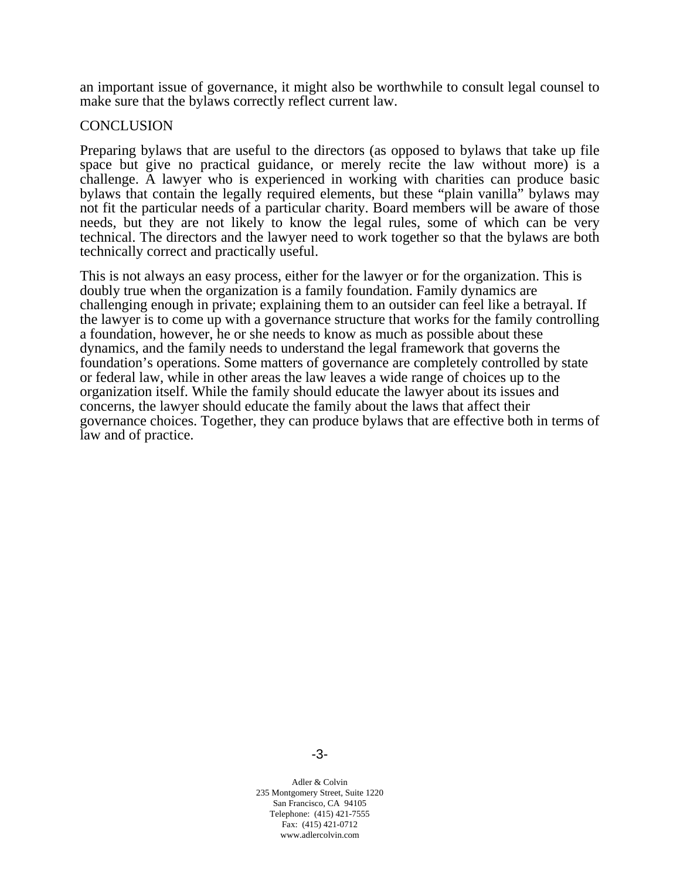an important issue of governance, it might also be worthwhile to consult legal counsel to make sure that the bylaws correctly reflect current law.

## CONCLUSION

Preparing bylaws that are useful to the directors (as opposed to bylaws that take up file space but give no practical guidance, or merely recite the law without more) is a challenge. A lawyer who is experienced in working with charities can produce basic bylaws that contain the legally required elements, but these "plain vanilla" bylaws may not fit the particular needs of a particular charity. Board members will be aware of those needs, but they are not likely to know the legal rules, some of which can be very technical. The directors and the lawyer need to work together so that the bylaws are both technically correct and practically useful.

This is not always an easy process, either for the lawyer or for the organization. This is doubly true when the organization is a family foundation. Family dynamics are challenging enough in private; explaining them to an outsider can feel like a betrayal. If the lawyer is to come up with a governance structure that works for the family controlling a foundation, however, he or she needs to know as much as possible about these dynamics, and the family needs to understand the legal framework that governs the foundation's operations. Some matters of governance are completely controlled by state or federal law, while in other areas the law leaves a wide range of choices up to the organization itself. While the family should educate the lawyer about its issues and concerns, the lawyer should educate the family about the laws that affect their governance choices. Together, they can produce bylaws that are effective both in terms of law and of practice.